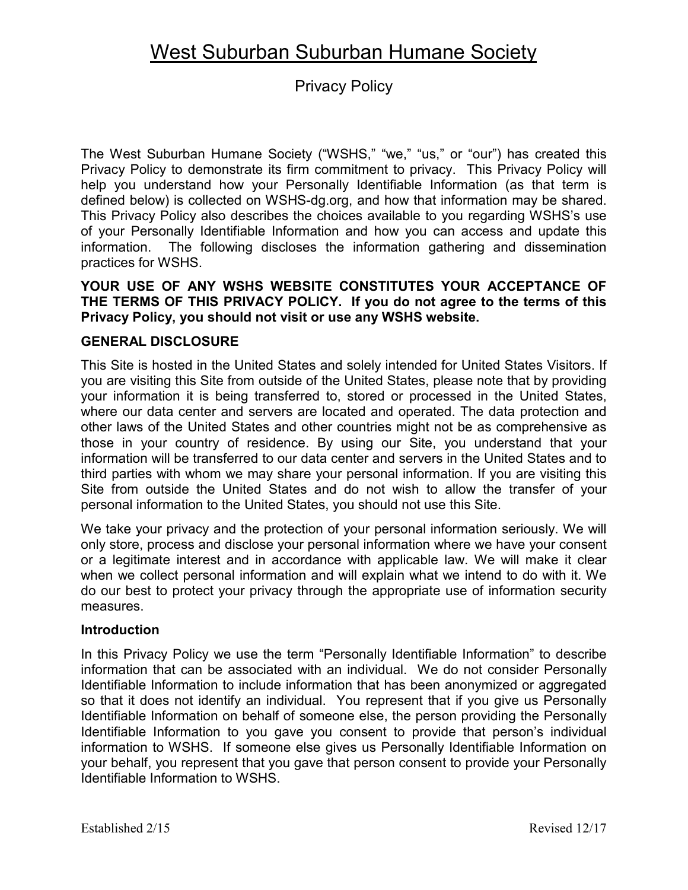# West Suburban Suburban Humane Society

## Privacy Policy

The West Suburban Humane Society ("WSHS," "we," "us," or "our") has created this Privacy Policy to demonstrate its firm commitment to privacy. This Privacy Policy will help you understand how your Personally Identifiable Information (as that term is defined below) is collected on WSHS-dg.org, and how that information may be shared. This Privacy Policy also describes the choices available to you regarding WSHS's use of your Personally Identifiable Information and how you can access and update this information. The following discloses the information gathering and dissemination practices for WSHS.

**YOUR USE OF ANY WSHS WEBSITE CONSTITUTES YOUR ACCEPTANCE OF THE TERMS OF THIS PRIVACY POLICY. If you do not agree to the terms of this Privacy Policy, you should not visit or use any WSHS website.**

### GENERAL DISCLOSURE

This Site is hosted in the United States and solely intended for United States Visitors. If you are visiting this Site from outside of the United States, please note that by providing your information it is being transferred to, stored or processed in the United States, where our data center and servers are located and operated. The data protection and other laws of the United States and other countries might not be as comprehensive as those in your country of residence. By using our Site, you understand that your information will be transferred to our data center and servers in the United States and to third parties with whom we may share your personal information. If you are visiting this Site from outside the United States and do not wish to allow the transfer of your personal information to the United States, you should not use this Site.

We take your privacy and the protection of your personal information seriously. We will only store, process and disclose your personal information where we have your consent or a legitimate interest and in accordance with applicable law. We will make it clear when we collect personal information and will explain what we intend to do with it. We do our best to protect your privacy through the appropriate use of information security measures.

### Introduction

In this Privacy Policy we use the term "Personally Identifiable Information" to describe information that can be associated with an individual. We do not consider Personally Identifiable Information to include information that has been anonymized or aggregated so that it does not identify an individual. You represent that if you give us Personally Identifiable Information on behalf of someone else, the person providing the Personally Identifiable Information to you gave you consent to provide that person's individual information to WSHS. If someone else gives us Personally Identifiable Information on your behalf, you represent that you gave that person consent to provide your Personally Identifiable Information to WSHS.

Established 2/15 Revised 12/17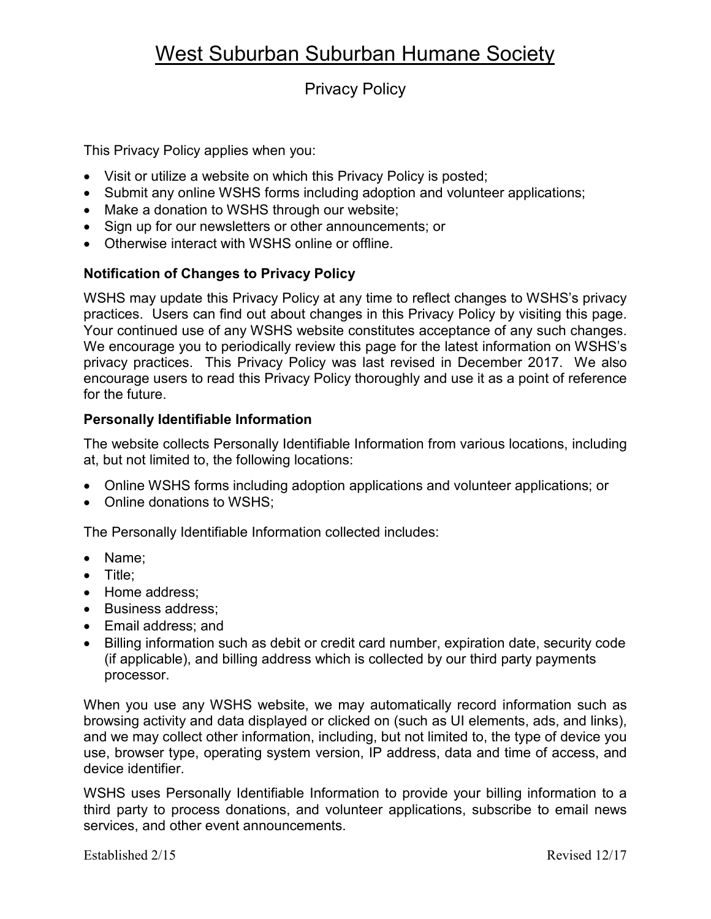# West Suburban Suburban Humane Society

## Privacy Policy

This Privacy Policy applies when you:

- Visit or utilize a website on which this Privacy Policy is posted;
- Submit any online WSHS forms including adoption and volunteer applications;
- Make a donation to WSHS through our website;
- Sign up for our newsletters or other announcements; or
- Otherwise interact with WSHS online or offline.

### Notification of Changes to Privacy Policy

WSHS may update this Privacy Policy at any time to reflect changes to WSHS's privacy practices. Users can find out about changes in this Privacy Policy by visiting this page. Your continued use of any WSHS website constitutes acceptance of any such changes. We encourage you to periodically review this page for the latest information on WSHS's privacy practices. This Privacy Policy was last revised in December 2017. We also encourage users to read this Privacy Policy thoroughly and use it as a point of reference for the future.

### Personally Identifiable Information

The website collects Personally Identifiable Information from various locations, including at, but not limited to, the following locations:

- Online WSHS forms including adoption applications and volunteer applications; or
- Online donations to WSHS;

The Personally Identifiable Information collected includes:

- Name;
- Title;
- Home address;
- Business address;
- Email address; and
- Billing information such as debit or credit card number, expiration date, security code (if applicable), and billing address which is collected by our third party payments processor.

When you use any WSHS website, we may automatically record information such as browsing activity and data displayed or clicked on (such as UI elements, ads, and links), and we may collect other information, including, but not limited to, the type of device you use, browser type, operating system version, IP address, data and time of access, and device identifier.

WSHS uses Personally Identifiable Information to provide your billing information to a third party to process donations, and volunteer applications, subscribe to email news services, and other event announcements.

Established 2/15 Revised 12/17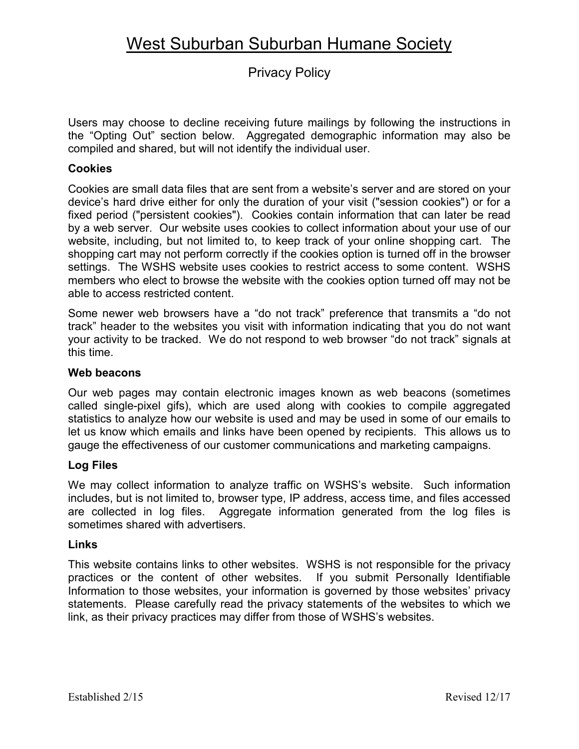# West Suburban Suburban Humane Society

## Privacy Policy

Users may choose to decline receiving future mailings by following the instructions in the "Opting Out" section below. Aggregated demographic information may also be compiled and shared, but will not identify the individual user.

**Cookies**

Cookies are small data files that are sent from a website's server and are stored on your device's hard drive either for only the duration of your visit ("session cookies") or for a fixed period ("persistent cookies"). Cookies contain information that can later be read by a web server. Our website uses cookies to collect information about your use of our website, including, but not limited to, to keep track of your online shopping cart. The shopping cart may not perform correctly if the cookies option is turned off in the browser settings. The WSHS website uses cookies to restrict access to some content. WSHS members who elect to browse the website with the cookies option turned off may not be able to access restricted content.

Some newer web browsers have a "do not track" preference that transmits a "do not track" header to the websites you visit with information indicating that you do not want your activity to be tracked. We do not respond to web browser "do not track" signals at this time.

**Web beacons**

Our web pages may contain electronic images known as web beacons (sometimes called single-pixel gifs), which are used along with cookies to compile aggregated statistics to analyze how our website is used and may be used in some of our emails to let us know which emails and links have been opened by recipients. This allows us to gauge the effectiveness of our customer communications and marketing campaigns.

**Log Files**

We may collect information to analyze traffic on WSHS's website. Such information includes, but is not limited to, browser type, IP address, access time, and files accessed are collected in log files. Aggregate information generated from the log files is sometimes shared with advertisers.

**Links**

This website contains links to other websites. WSHS is not responsible for the privacy practices or the content of other websites. If you submit Personally Identifiable Information to those websites, your information is governed by those websites' privacy statements. Please carefully read the privacy statements of the websites to which we link, as their privacy practices may differ from those of WSHS's websites.

Established 2/15 Revised 12/17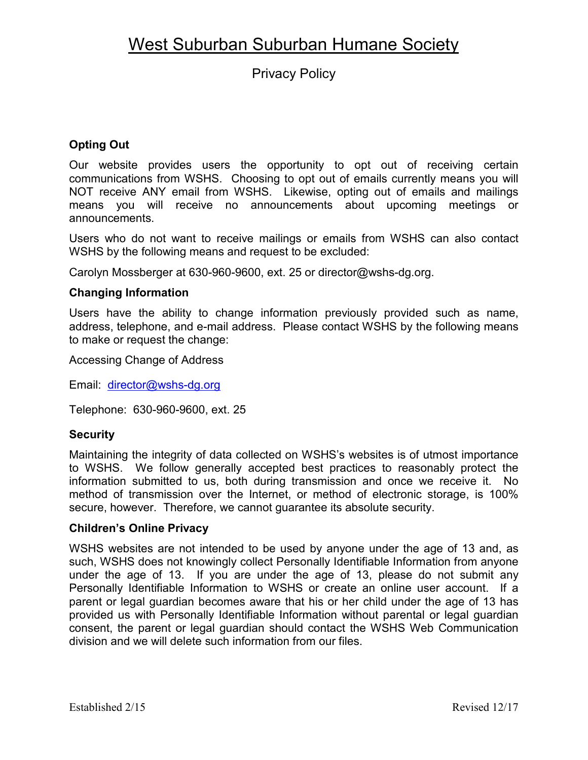# West Suburban Suburban Humane Society

## Privacy Policy

### Opting Out

Our website provides users the opportunity to opt out of receiving certain communications from WSHS. Choosing to opt out of emails currently means you will NOT receive ANY email from WSHS. Likewise, opting out of emails and mailings means you will receive no announcements about upcoming meetings or announcements.

Users who do not want to receive mailings or emails from WSHS can also contact WSHS by the following means and request to be excluded:

Carolyn Mossberger at 630-960-9600, ext. 25 or director@wshs-dg.org.

### Changing Information

Users have the ability to change information previously provided such as name, address, telephone, and e-mail address. Please contact WSHS by the following means to make or request the change:

Accessing Change of Address

Email: director@wshs-dg.org

Telephone: 630-960-9600, ext. 25

### Security

Maintaining the integrity of data collected on WSHS's websites is of utmost importance to WSHS. We follow generally accepted best practices to reasonably protect the information submitted to us, both during transmission and once we receive it. No method of transmission over the Internet, or method of electronic storage, is 100% secure, however. Therefore, we cannot guarantee its absolute security.

### Children's Online Privacy

WSHS websites are not intended to be used by anyone under the age of 13 and, as such, WSHS does not knowingly collect Personally Identifiable Information from anyone under the age of 13. If you are under the age of 13, please do not submit any Personally Identifiable Information to WSHS or create an online user account. If a parent or legal guardian becomes aware that his or her child under the age of 13 has provided us with Personally Identifiable Information without parental or legal guardian consent, the parent or legal guardian should contact the WSHS Web Communication division and we will delete such information from our files.

Established 2/15 Revised 12/17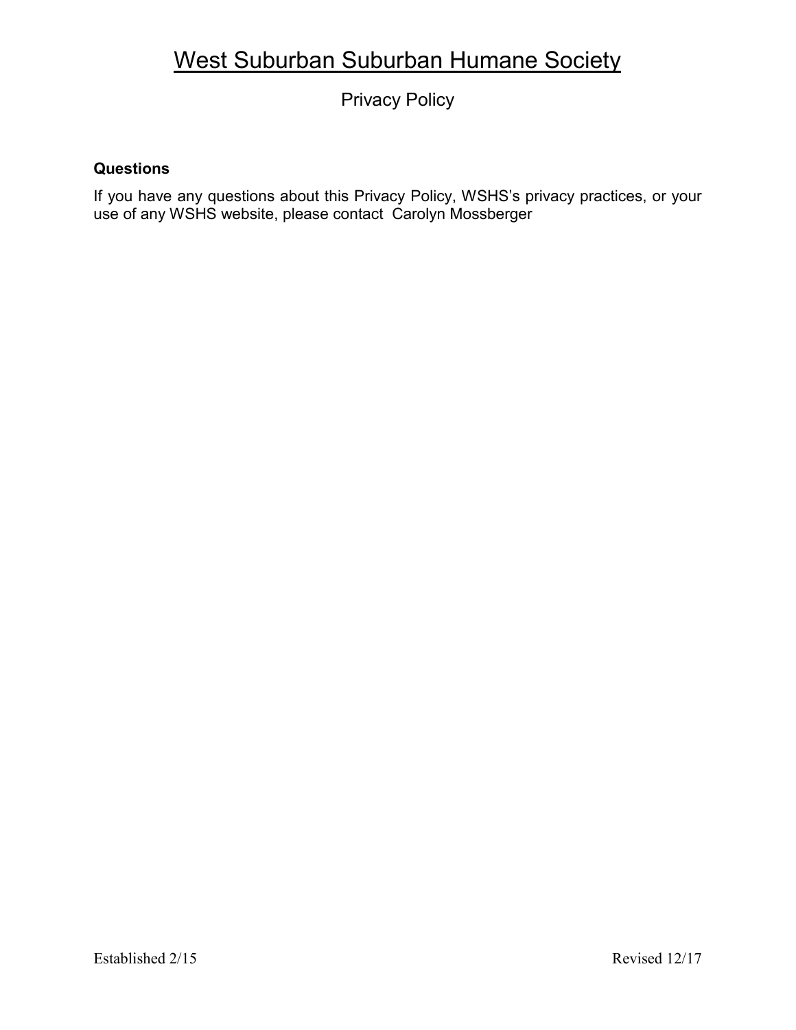# West Suburban Suburban Humane Society

## Privacy Policy

**Questions**

If you have any questions about this Privacy Policy, WSHS's privacy practices, or your use of any WSHS website, please contact Carolyn Mossberger